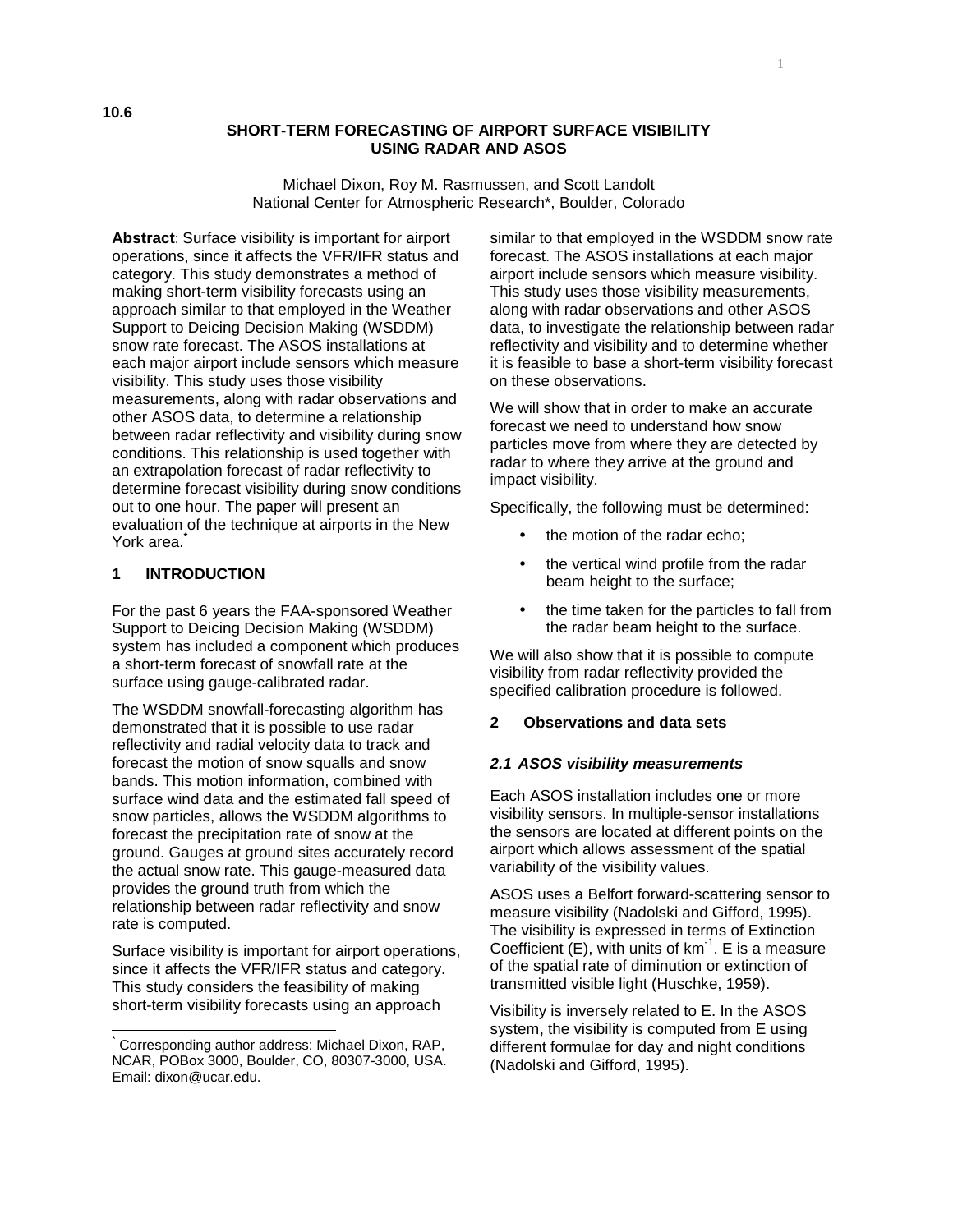**10.6**

# SHORT-TERM FORECASTING OF AIRPORT SURFACE VISIBILITY USING RADAR AND ASOS

Michael Dixon, Roy M. Rasmussen, and Scott Landolt
National Center for Atmospheric Research*, Boulder, Colorado

**Abstract**: Surface visibility is important for airport operations, since it affects the VFR/IFR status and category. This study demonstrates a method of making short-term visibility forecasts using an approach similar to that employed in the Weather Support to Deicing Decision Making (WSDDM) snow rate forecast. The ASOS installations at each major airport include sensors which measure visibility. This study uses those visibility measurements, along with radar observations and other ASOS data, to determine a relationship between radar reflectivity and visibility during snow conditions. This relationship is used together with an extrapolation forecast of radar reflectivity to determine forecast visibility during snow conditions out to one hour. The paper will present an evaluation of the technique at airports in the New York area.*

## 1 INTRODUCTION

For the past 6 years the FAA-sponsored Weather Support to Deicing Decision Making (WSDDM) system has included a component which produces a short-term forecast of snowfall rate at the surface using gauge-calibrated radar.

The WSDDM snowfall-forecasting algorithm has demonstrated that it is possible to use radar reflectivity and radial velocity data to track and forecast the motion of snow squalls and snow bands. This motion information, combined with surface wind data and the estimated fall speed of snow particles, allows the WSDDM algorithms to forecast the precipitation rate of snow at the ground. Gauges at ground sites accurately record the actual snow rate. This gauge-measured data provides the ground truth from which the relationship between radar reflectivity and snow rate is computed.

Surface visibility is important for airport operations, since it affects the VFR/IFR status and category. This study considers the feasibility of making short-term visibility forecasts using an approach similar to that employed in the WSDDM snow rate forecast. The ASOS installations at each major airport include sensors which measure visibility. This study uses those visibility measurements, along with radar observations and other ASOS data, to investigate the relationship between radar reflectivity and visibility and to determine whether it is feasible to base a short-term visibility forecast on these observations.

We will show that in order to make an accurate forecast we need to understand how snow particles move from where they are detected by radar to where they arrive at the ground and impact visibility.

Specifically, the following must be determined:

- the motion of the radar echo;
- the vertical wind profile from the radar beam height to the surface;
- the time taken for the particles to fall from the radar beam height to the surface.

We will also show that it is possible to compute visibility from radar reflectivity provided the specified calibration procedure is followed.

## 2 Observations and data sets

### *2.1 ASOS visibility measurements*

Each ASOS installation includes one or more visibility sensors. In multiple-sensor installations the sensors are located at different points on the airport which allows assessment of the spatial variability of the visibility values.

ASOS uses a Belfort forward-scattering sensor to measure visibility (Nadolski and Gifford, 1995). The visibility is expressed in terms of Extinction Coefficient (E), with units of $km^{-1}$. E is a measure of the spatial rate of diminution or extinction of transmitted visible light (Huschke, 1959).

Visibility is inversely related to E. In the ASOS system, the visibility is computed from E using different formulae for day and night conditions (Nadolski and Gifford, 1995).

---

* Corresponding author address: Michael Dixon, RAP, NCAR, POBox 3000, Boulder, CO, 80307-3000, USA. Email: dixon@ucar.edu.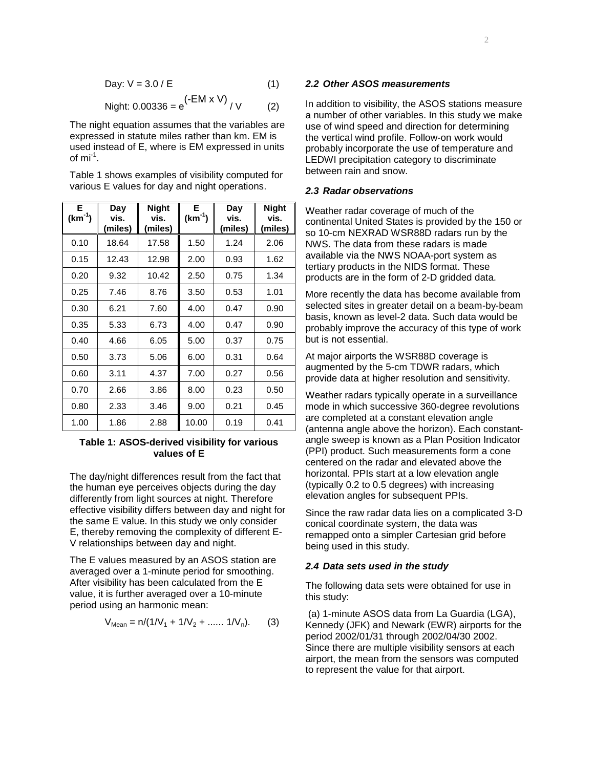$$\text{Day: } V = 3.0 / E \qquad (1)$$

$$\text{Night: } 0.00336 = e^{(-EM \times V)} / V \qquad (2)$$

The night equation assumes that the variables are expressed in statute miles rather than km. EM is used instead of E, where is EM expressed in units of $mi^{-1}$.

Table 1 shows examples of visibility computed for various E values for day and night operations.

| E ($km^{-1}$) | Day vis. (miles) | Night vis. (miles) | E ($km^{-1}$) | Day vis. (miles) | Night vis. (miles) |
|---|---|---|---|---|---|
| 0.10 | 18.64 | 17.58 | 1.50 | 1.24 | 2.06 |
| 0.15 | 12.43 | 12.98 | 2.00 | 0.93 | 1.62 |
| 0.20 | 9.32 | 10.42 | 2.50 | 0.75 | 1.34 |
| 0.25 | 7.46 | 8.76 | 3.50 | 0.53 | 1.01 |
| 0.30 | 6.21 | 7.60 | 4.00 | 0.47 | 0.90 |
| 0.35 | 5.33 | 6.73 | 4.00 | 0.47 | 0.90 |
| 0.40 | 4.66 | 6.05 | 5.00 | 0.37 | 0.75 |
| 0.50 | 3.73 | 5.06 | 6.00 | 0.31 | 0.64 |
| 0.60 | 3.11 | 4.37 | 7.00 | 0.27 | 0.56 |
| 0.70 | 2.66 | 3.86 | 8.00 | 0.23 | 0.50 |
| 0.80 | 2.33 | 3.46 | 9.00 | 0.21 | 0.45 |
| 1.00 | 1.86 | 2.88 | 10.00 | 0.19 | 0.41 |

**Table 1: ASOS-derived visibility for various values of E**

The day/night differences result from the fact that the human eye perceives objects during the day differently from light sources at night. Therefore effective visibility differs between day and night for the same E value. In this study we only consider E, thereby removing the complexity of different E-V relationships between day and night.

The E values measured by an ASOS station are averaged over a 1-minute period for smoothing. After visibility has been calculated from the E value, it is further averaged over a 10-minute period using an harmonic mean:

$$V_{Mean} = n/(1/V_1 + 1/V_2 + \ldots\ldots 1/V_n). \qquad (3)$$

### *2.2 Other ASOS measurements*

In addition to visibility, the ASOS stations measure a number of other variables. In this study we make use of wind speed and direction for determining the vertical wind profile. Follow-on work would probably incorporate the use of temperature and LEDWI precipitation category to discriminate between rain and snow.

### *2.3 Radar observations*

Weather radar coverage of much of the continental United States is provided by the 150 or so 10-cm NEXRAD WSR88D radars run by the NWS. The data from these radars is made available via the NWS NOAA-port system as tertiary products in the NIDS format. These products are in the form of 2-D gridded data.

More recently the data has become available from selected sites in greater detail on a beam-by-beam basis, known as level-2 data. Such data would be probably improve the accuracy of this type of work but is not essential.

At major airports the WSR88D coverage is augmented by the 5-cm TDWR radars, which provide data at higher resolution and sensitivity.

Weather radars typically operate in a surveillance mode in which successive 360-degree revolutions are completed at a constant elevation angle (antenna angle above the horizon). Each constant-angle sweep is known as a Plan Position Indicator (PPI) product. Such measurements form a cone centered on the radar and elevated above the horizontal. PPIs start at a low elevation angle (typically 0.2 to 0.5 degrees) with increasing elevation angles for subsequent PPIs.

Since the raw radar data lies on a complicated 3-D conical coordinate system, the data was remapped onto a simpler Cartesian grid before being used in this study.

### *2.4 Data sets used in the study*

The following data sets were obtained for use in this study:

(a) 1-minute ASOS data from La Guardia (LGA), Kennedy (JFK) and Newark (EWR) airports for the period 2002/01/31 through 2002/04/30 2002. Since there are multiple visibility sensors at each airport, the mean from the sensors was computed to represent the value for that airport.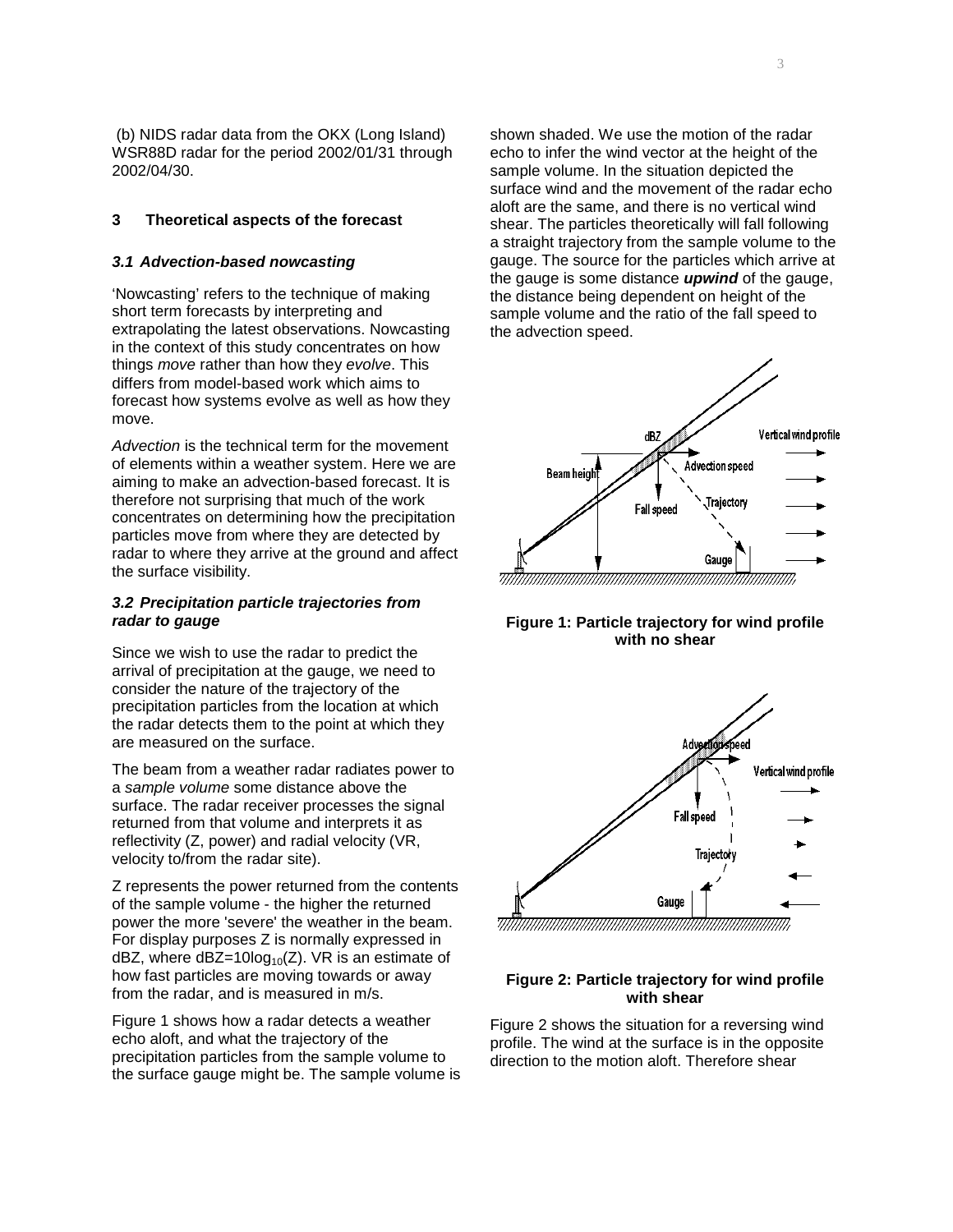(b) NIDS radar data from the OKX (Long Island) WSR88D radar for the period 2002/01/31 through 2002/04/30.

## 3 Theoretical aspects of the forecast

### 3.1 Advection-based nowcasting

'Nowcasting' refers to the technique of making short term forecasts by interpreting and extrapolating the latest observations. Nowcasting in the context of this study concentrates on how things *move* rather than how they *evolve*. This differs from model-based work which aims to forecast how systems evolve as well as how they move.

*Advection* is the technical term for the movement of elements within a weather system. Here we are aiming to make an advection-based forecast. It is therefore not surprising that much of the work concentrates on determining how the precipitation particles move from where they are detected by radar to where they arrive at the ground and affect the surface visibility.

### 3.2 Precipitation particle trajectories from radar to gauge

Since we wish to use the radar to predict the arrival of precipitation at the gauge, we need to consider the nature of the trajectory of the precipitation particles from the location at which the radar detects them to the point at which they are measured on the surface.

The beam from a weather radar radiates power to a *sample volume* some distance above the surface. The radar receiver processes the signal returned from that volume and interprets it as reflectivity (Z, power) and radial velocity (VR, velocity to/from the radar site).

Z represents the power returned from the contents of the sample volume - the higher the returned power the more 'severe' the weather in the beam. For display purposes Z is normally expressed in dBZ, where $dBZ=10\log_{10}(Z)$. VR is an estimate of how fast particles are moving towards or away from the radar, and is measured in m/s.

Figure 1 shows how a radar detects a weather echo aloft, and what the trajectory of the precipitation particles from the sample volume to the surface gauge might be. The sample volume is shown shaded. We use the motion of the radar echo to infer the wind vector at the height of the sample volume. In the situation depicted the surface wind and the movement of the radar echo aloft are the same, and there is no vertical wind shear. The particles theoretically will fall following a straight trajectory from the sample volume to the gauge. The source for the particles which arrive at the gauge is some distance ***upwind*** of the gauge, the distance being dependent on height of the sample volume and the ratio of the fall speed to the advection speed.

**Figure 1: Particle trajectory for wind profile with no shear**

**Figure 2: Particle trajectory for wind profile with shear**

Figure 2 shows the situation for a reversing wind profile. The wind at the surface is in the opposite direction to the motion aloft. Therefore shear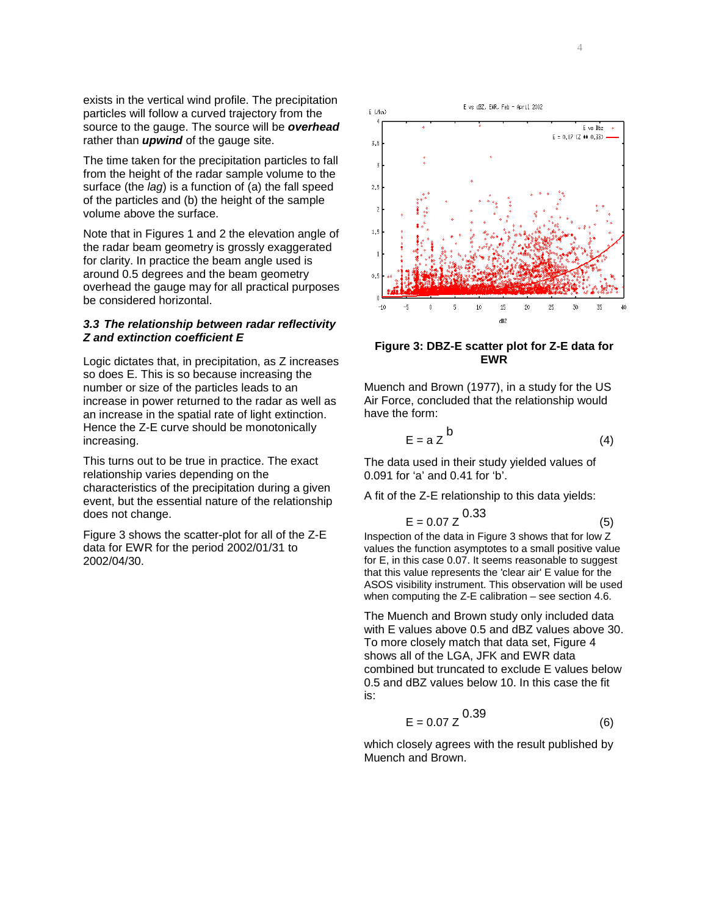exists in the vertical wind profile. The precipitation particles will follow a curved trajectory from the source to the gauge. The source will be ***overhead*** rather than ***upwind*** of the gauge site.

The time taken for the precipitation particles to fall from the height of the radar sample volume to the surface (the *lag*) is a function of (a) the fall speed of the particles and (b) the height of the sample volume above the surface.

Note that in Figures 1 and 2 the elevation angle of the radar beam geometry is grossly exaggerated for clarity. In practice the beam angle used is around 0.5 degrees and the beam geometry overhead the gauge may for all practical purposes be considered horizontal.

### *3.3 The relationship between radar reflectivity Z and extinction coefficient E*

Logic dictates that, in precipitation, as Z increases so does E. This is so because increasing the number or size of the particles leads to an increase in power returned to the radar as well as an increase in the spatial rate of light extinction. Hence the Z-E curve should be monotonically increasing.

This turns out to be true in practice. The exact relationship varies depending on the characteristics of the precipitation during a given event, but the essential nature of the relationship does not change.

Figure 3 shows the scatter-plot for all of the Z-E data for EWR for the period 2002/01/31 to 2002/04/30.

**Figure 3: DBZ-E scatter plot for Z-E data for EWR**

Muench and Brown (1977), in a study for the US Air Force, concluded that the relationship would have the form:

$$E = a\,Z^{b} \qquad (4)$$

The data used in their study yielded values of 0.091 for 'a' and 0.41 for 'b'.

A fit of the Z-E relationship to this data yields:

$$E = 0.07\,Z^{0.33} \qquad (5)$$

Inspection of the data in Figure 3 shows that for low Z values the function asymptotes to a small positive value for E, in this case 0.07. It seems reasonable to suggest that this value represents the 'clear air' E value for the ASOS visibility instrument. This observation will be used when computing the Z-E calibration – see section 4.6.

The Muench and Brown study only included data with E values above 0.5 and dBZ values above 30. To more closely match that data set, Figure 4 shows all of the LGA, JFK and EWR data combined but truncated to exclude E values below 0.5 and dBZ values below 10. In this case the fit is:

$$E = 0.07\,Z^{0.39} \qquad (6)$$

which closely agrees with the result published by Muench and Brown.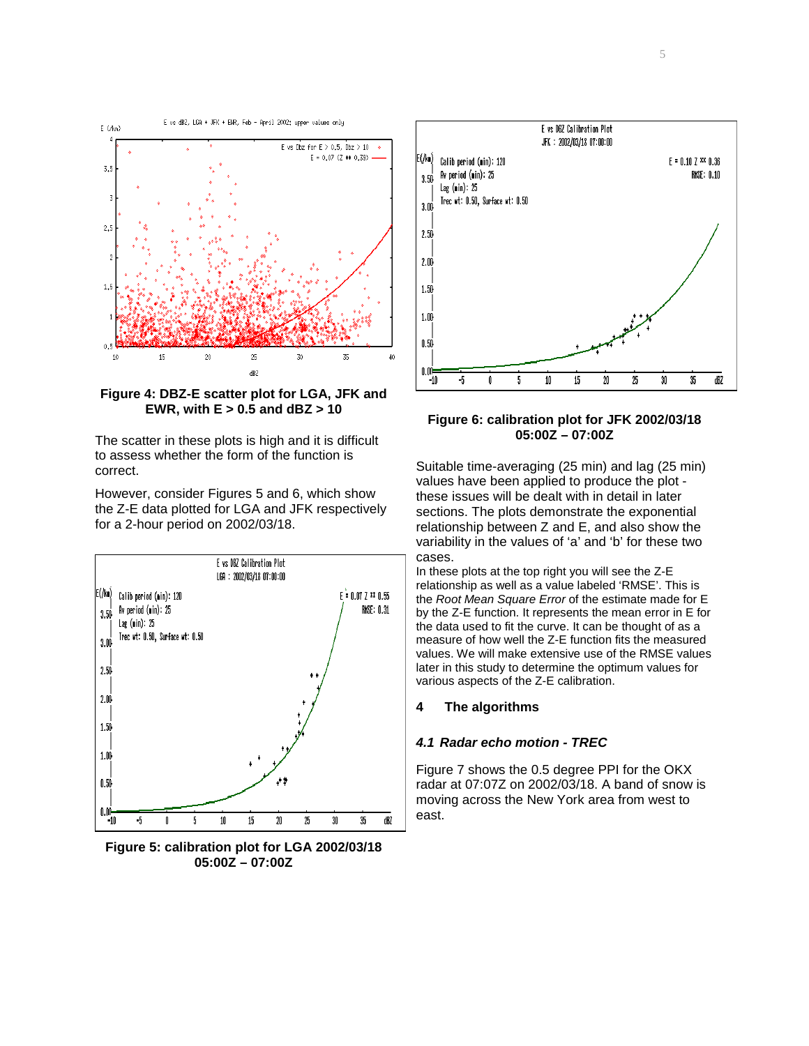**Figure 4: DBZ-E scatter plot for LGA, JFK and EWR, with E > 0.5 and dBZ > 10**

The scatter in these plots is high and it is difficult to assess whether the form of the function is correct.

However, consider Figures 5 and 6, which show the Z-E data plotted for LGA and JFK respectively for a 2-hour period on 2002/03/18.

**Figure 5: calibration plot for LGA 2002/03/18 05:00Z – 07:00Z**

**Figure 6: calibration plot for JFK 2002/03/18 05:00Z – 07:00Z**

Suitable time-averaging (25 min) and lag (25 min) values have been applied to produce the plot - these issues will be dealt with in detail in later sections. The plots demonstrate the exponential relationship between Z and E, and also show the variability in the values of 'a' and 'b' for these two cases.

In these plots at the top right you will see the Z-E relationship as well as a value labeled 'RMSE'. This is the *Root Mean Square Error* of the estimate made for E by the Z-E function. It represents the mean error in E for the data used to fit the curve. It can be thought of as a measure of how well the Z-E function fits the measured values. We will make extensive use of the RMSE values later in this study to determine the optimum values for various aspects of the Z-E calibration.

## 4 The algorithms

### *4.1 Radar echo motion - TREC*

Figure 7 shows the 0.5 degree PPI for the OKX radar at 07:07Z on 2002/03/18. A band of snow is moving across the New York area from west to east.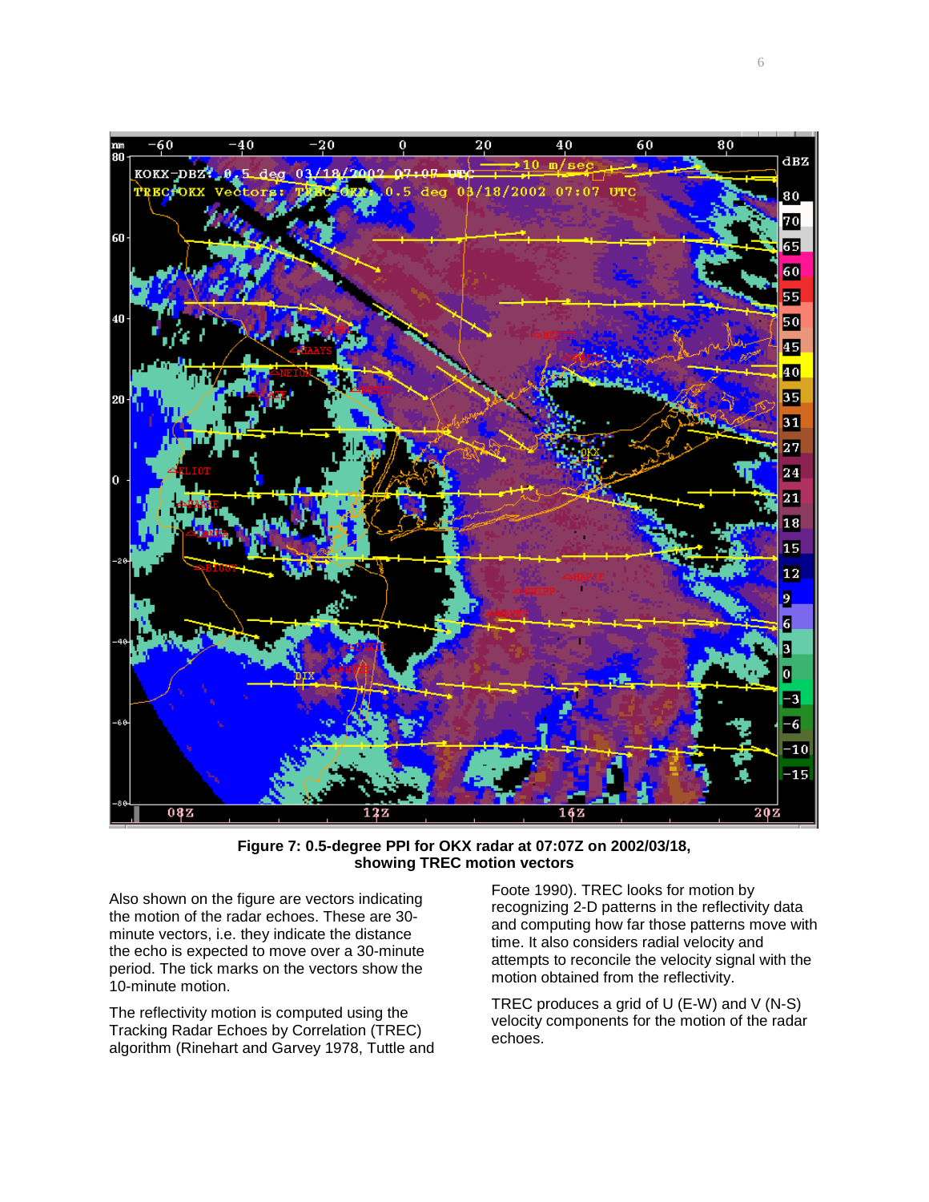**Figure 7: 0.5-degree PPI for OKX radar at 07:07Z on 2002/03/18, showing TREC motion vectors**

Also shown on the figure are vectors indicating the motion of the radar echoes. These are 30-minute vectors, i.e. they indicate the distance the echo is expected to move over a 30-minute period. The tick marks on the vectors show the 10-minute motion.

The reflectivity motion is computed using the Tracking Radar Echoes by Correlation (TREC) algorithm (Rinehart and Garvey 1978, Tuttle and Foote 1990). TREC looks for motion by recognizing 2-D patterns in the reflectivity data and computing how far those patterns move with time. It also considers radial velocity and attempts to reconcile the velocity signal with the motion obtained from the reflectivity.

TREC produces a grid of U (E-W) and V (N-S) velocity components for the motion of the radar echoes.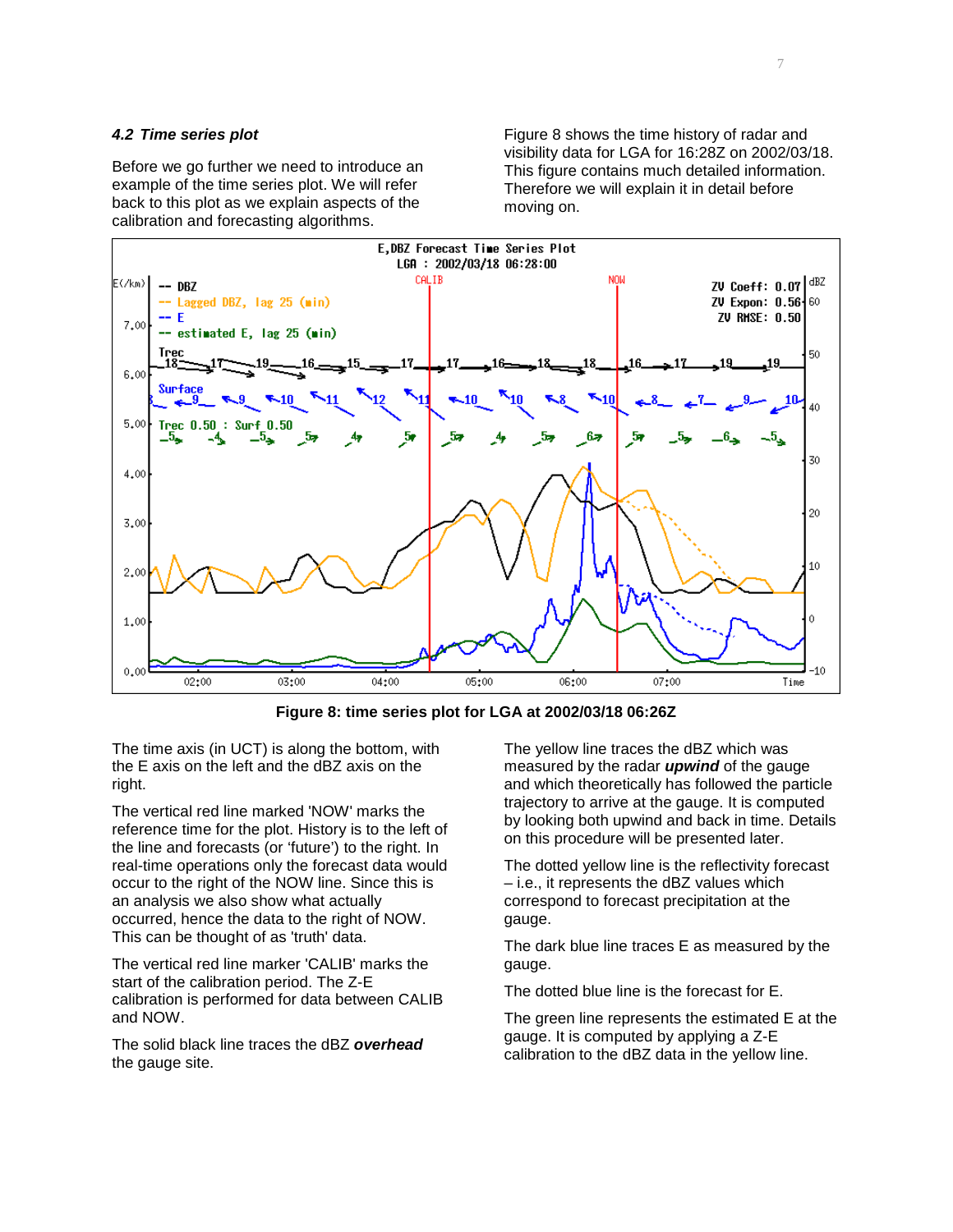### 4.2 Time series plot

Before we go further we need to introduce an example of the time series plot. We will refer back to this plot as we explain aspects of the calibration and forecasting algorithms.

Figure 8 shows the time history of radar and visibility data for LGA for 16:28Z on 2002/03/18. This figure contains much detailed information. Therefore we will explain it in detail before moving on.

**Figure 8: time series plot for LGA at 2002/03/18 06:26Z**

The time axis (in UCT) is along the bottom, with the E axis on the left and the dBZ axis on the right.

The vertical red line marked 'NOW' marks the reference time for the plot. History is to the left of the line and forecasts (or 'future') to the right. In real-time operations only the forecast data would occur to the right of the NOW line. Since this is an analysis we also show what actually occurred, hence the data to the right of NOW. This can be thought of as 'truth' data.

The vertical red line marker 'CALIB' marks the start of the calibration period. The Z-E calibration is performed for data between CALIB and NOW.

The solid black line traces the dBZ ***overhead*** the gauge site.

The yellow line traces the dBZ which was measured by the radar ***upwind*** of the gauge and which theoretically has followed the particle trajectory to arrive at the gauge. It is computed by looking both upwind and back in time. Details on this procedure will be presented later.

The dotted yellow line is the reflectivity forecast – i.e., it represents the dBZ values which correspond to forecast precipitation at the gauge.

The dark blue line traces E as measured by the gauge.

The dotted blue line is the forecast for E.

The green line represents the estimated E at the gauge. It is computed by applying a Z-E calibration to the dBZ data in the yellow line.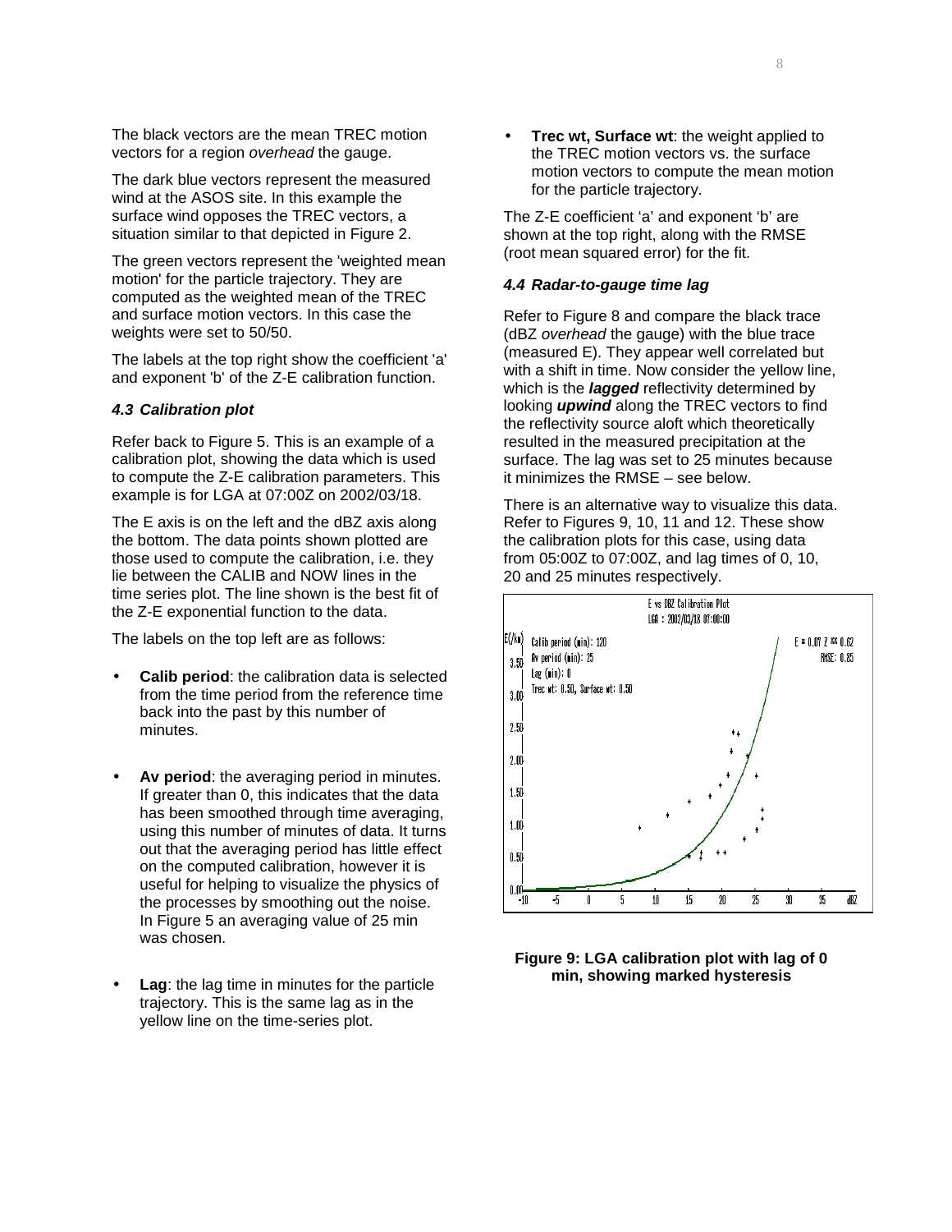The black vectors are the mean TREC motion vectors for a region *overhead* the gauge.

The dark blue vectors represent the measured wind at the ASOS site. In this example the surface wind opposes the TREC vectors, a situation similar to that depicted in Figure 2.

The green vectors represent the 'weighted mean motion' for the particle trajectory. They are computed as the weighted mean of the TREC and surface motion vectors. In this case the weights were set to 50/50.

The labels at the top right show the coefficient 'a' and exponent 'b' of the Z-E calibration function.

#### *4.3 Calibration plot*

Refer back to Figure 5. This is an example of a calibration plot, showing the data which is used to compute the Z-E calibration parameters. This example is for LGA at 07:00Z on 2002/03/18.

The E axis is on the left and the dBZ axis along the bottom. The data points shown plotted are those used to compute the calibration, i.e. they lie between the CALIB and NOW lines in the time series plot. The line shown is the best fit of the Z-E exponential function to the data.

The labels on the top left are as follows:

- **Calib period**: the calibration data is selected from the time period from the reference time back into the past by this number of minutes.
- **Av period**: the averaging period in minutes. If greater than 0, this indicates that the data has been smoothed through time averaging, using this number of minutes of data. It turns out that the averaging period has little effect on the computed calibration, however it is useful for helping to visualize the physics of the processes by smoothing out the noise. In Figure 5 an averaging value of 25 min was chosen.
- **Lag**: the lag time in minutes for the particle trajectory. This is the same lag as in the yellow line on the time-series plot.
- **Trec wt, Surface wt**: the weight applied to the TREC motion vectors vs. the surface motion vectors to compute the mean motion for the particle trajectory.

The Z-E coefficient 'a' and exponent 'b' are shown at the top right, along with the RMSE (root mean squared error) for the fit.

#### *4.4 Radar-to-gauge time lag*

Refer to Figure 8 and compare the black trace (dBZ *overhead* the gauge) with the blue trace (measured E). They appear well correlated but with a shift in time. Now consider the yellow line, which is the ***lagged*** reflectivity determined by looking ***upwind*** along the TREC vectors to find the reflectivity source aloft which theoretically resulted in the measured precipitation at the surface. The lag was set to 25 minutes because it minimizes the RMSE – see below.

There is an alternative way to visualize this data. Refer to Figures 9, 10, 11 and 12. These show the calibration plots for this case, using data from 05:00Z to 07:00Z, and lag times of 0, 10, 20 and 25 minutes respectively.

**Figure 9: LGA calibration plot with lag of 0 min, showing marked hysteresis**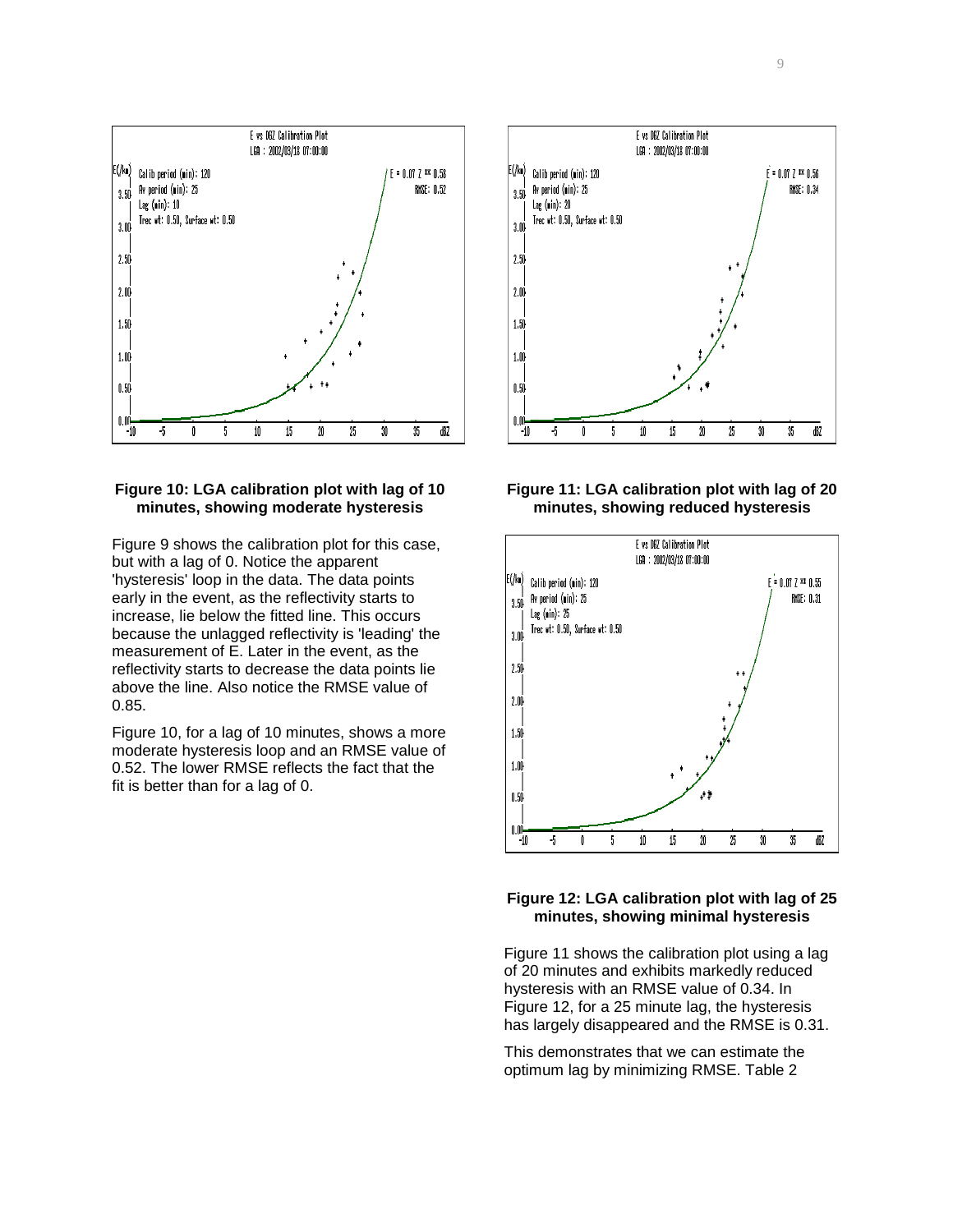**Figure 10: LGA calibration plot with lag of 10 minutes, showing moderate hysteresis**

Figure 9 shows the calibration plot for this case, but with a lag of 0. Notice the apparent 'hysteresis' loop in the data. The data points early in the event, as the reflectivity starts to increase, lie below the fitted line. This occurs because the unlagged reflectivity is 'leading' the measurement of E. Later in the event, as the reflectivity starts to decrease the data points lie above the line. Also notice the RMSE value of 0.85.

Figure 10, for a lag of 10 minutes, shows a more moderate hysteresis loop and an RMSE value of 0.52. The lower RMSE reflects the fact that the fit is better than for a lag of 0.

**Figure 11: LGA calibration plot with lag of 20 minutes, showing reduced hysteresis**

**Figure 12: LGA calibration plot with lag of 25 minutes, showing minimal hysteresis**

Figure 11 shows the calibration plot using a lag of 20 minutes and exhibits markedly reduced hysteresis with an RMSE value of 0.34. In Figure 12, for a 25 minute lag, the hysteresis has largely disappeared and the RMSE is 0.31.

This demonstrates that we can estimate the optimum lag by minimizing RMSE. Table 2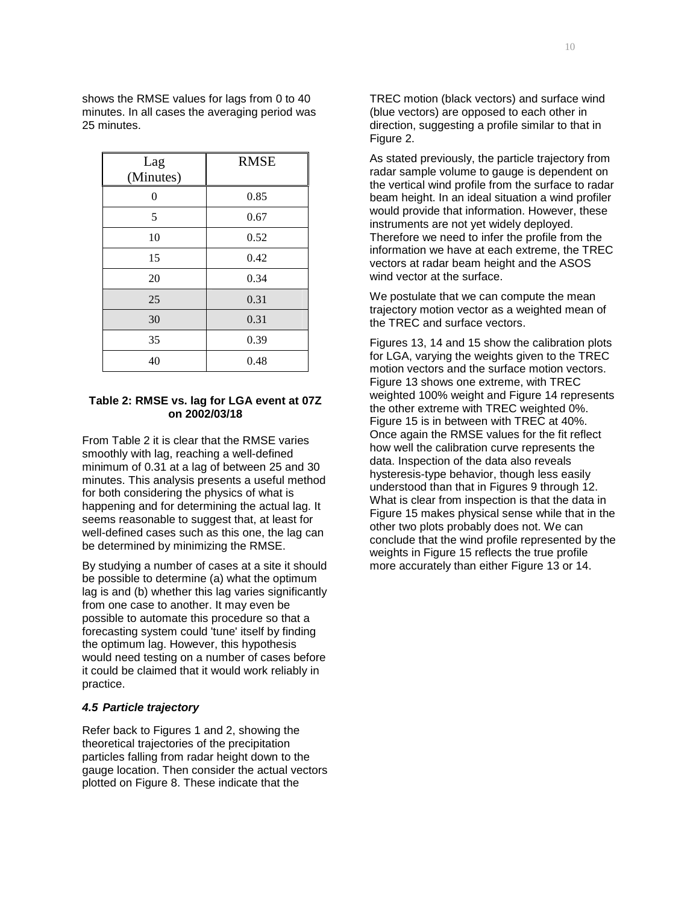shows the RMSE values for lags from 0 to 40 minutes. In all cases the averaging period was 25 minutes.

| Lag (Minutes) | RMSE |
|---|---|
| 0 | 0.85 |
| 5 | 0.67 |
| 10 | 0.52 |
| 15 | 0.42 |
| 20 | 0.34 |
| 25 | 0.31 |
| 30 | 0.31 |
| 35 | 0.39 |
| 40 | 0.48 |

**Table 2: RMSE vs. lag for LGA event at 07Z on 2002/03/18**

From Table 2 it is clear that the RMSE varies smoothly with lag, reaching a well-defined minimum of 0.31 at a lag of between 25 and 30 minutes. This analysis presents a useful method for both considering the physics of what is happening and for determining the actual lag. It seems reasonable to suggest that, at least for well-defined cases such as this one, the lag can be determined by minimizing the RMSE.

By studying a number of cases at a site it should be possible to determine (a) what the optimum lag is and (b) whether this lag varies significantly from one case to another. It may even be possible to automate this procedure so that a forecasting system could 'tune' itself by finding the optimum lag. However, this hypothesis would need testing on a number of cases before it could be claimed that it would work reliably in practice.

### *4.5 Particle trajectory*

Refer back to Figures 1 and 2, showing the theoretical trajectories of the precipitation particles falling from radar height down to the gauge location. Then consider the actual vectors plotted on Figure 8. These indicate that the TREC motion (black vectors) and surface wind (blue vectors) are opposed to each other in direction, suggesting a profile similar to that in Figure 2.

As stated previously, the particle trajectory from radar sample volume to gauge is dependent on the vertical wind profile from the surface to radar beam height. In an ideal situation a wind profiler would provide that information. However, these instruments are not yet widely deployed. Therefore we need to infer the profile from the information we have at each extreme, the TREC vectors at radar beam height and the ASOS wind vector at the surface.

We postulate that we can compute the mean trajectory motion vector as a weighted mean of the TREC and surface vectors.

Figures 13, 14 and 15 show the calibration plots for LGA, varying the weights given to the TREC motion vectors and the surface motion vectors. Figure 13 shows one extreme, with TREC weighted 100% weight and Figure 14 represents the other extreme with TREC weighted 0%. Figure 15 is in between with TREC at 40%. Once again the RMSE values for the fit reflect how well the calibration curve represents the data. Inspection of the data also reveals hysteresis-type behavior, though less easily understood than that in Figures 9 through 12. What is clear from inspection is that the data in Figure 15 makes physical sense while that in the other two plots probably does not. We can conclude that the wind profile represented by the weights in Figure 15 reflects the true profile more accurately than either Figure 13 or 14.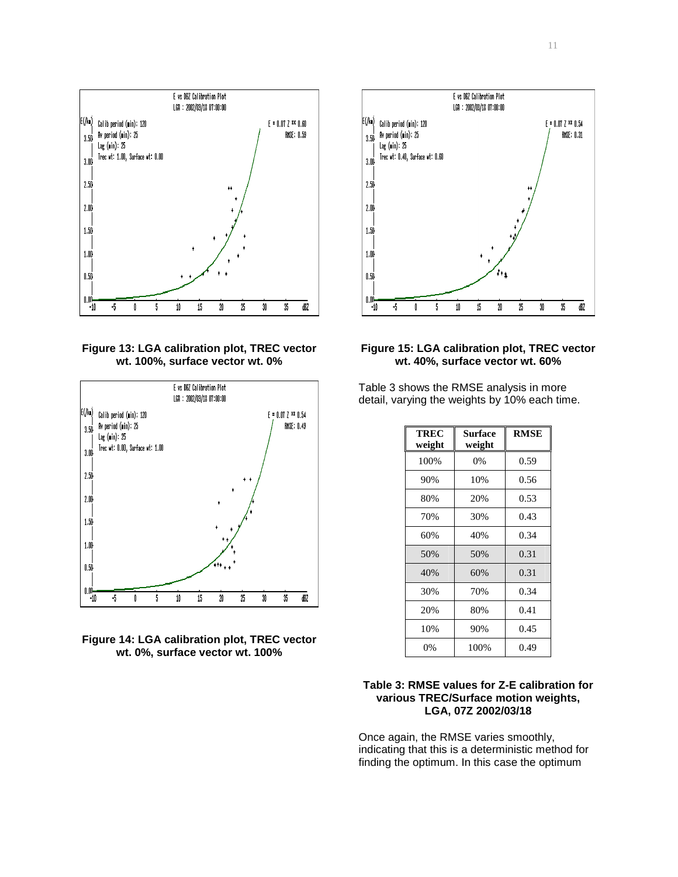Figure 13: LGA calibration plot, TREC vector wt. 100%, surface vector wt. 0%

Figure 14: LGA calibration plot, TREC vector wt. 0%, surface vector wt. 100%

Figure 15: LGA calibration plot, TREC vector wt. 40%, surface vector wt. 60%

Table 3 shows the RMSE analysis in more detail, varying the weights by 10% each time.

| TREC weight | Surface weight | RMSE |
|---|---|---|
| 100% | 0% | 0.59 |
| 90% | 10% | 0.56 |
| 80% | 20% | 0.53 |
| 70% | 30% | 0.43 |
| 60% | 40% | 0.34 |
| 50% | 50% | 0.31 |
| 40% | 60% | 0.31 |
| 30% | 70% | 0.34 |
| 20% | 80% | 0.41 |
| 10% | 90% | 0.45 |
| 0% | 100% | 0.49 |

**Table 3: RMSE values for Z-E calibration for various TREC/Surface motion weights, LGA, 07Z 2002/03/18**

Once again, the RMSE varies smoothly, indicating that this is a deterministic method for finding the optimum. In this case the optimum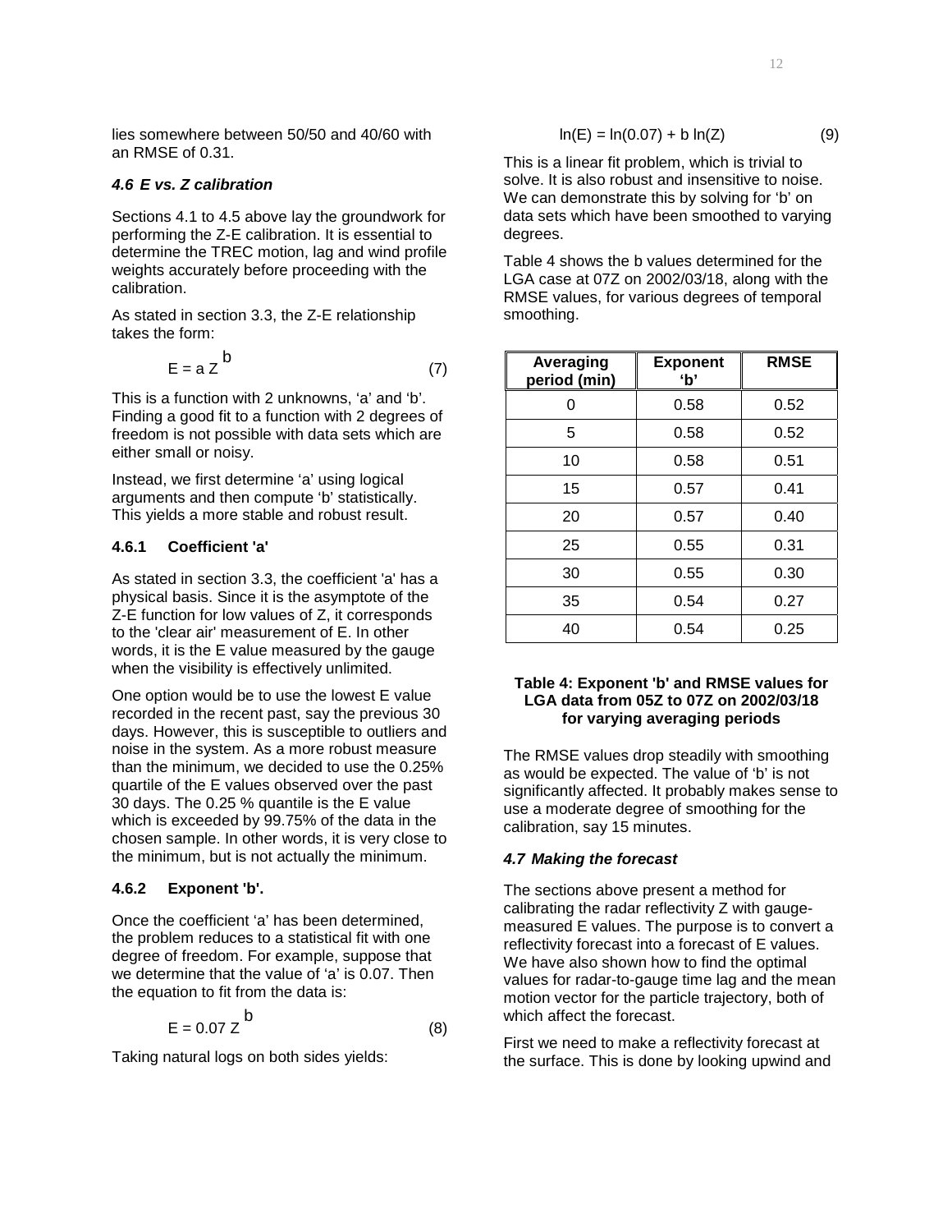lies somewhere between 50/50 and 40/60 with an RMSE of 0.31.

### *4.6 E vs. Z calibration*

Sections 4.1 to 4.5 above lay the groundwork for performing the Z-E calibration. It is essential to determine the TREC motion, lag and wind profile weights accurately before proceeding with the calibration.

As stated in section 3.3, the Z-E relationship takes the form:

$$E = a Z^{b} \tag{7}$$

This is a function with 2 unknowns, 'a' and 'b'. Finding a good fit to a function with 2 degrees of freedom is not possible with data sets which are either small or noisy.

Instead, we first determine 'a' using logical arguments and then compute 'b' statistically. This yields a more stable and robust result.

#### 4.6.1 Coefficient 'a'

As stated in section 3.3, the coefficient 'a' has a physical basis. Since it is the asymptote of the Z-E function for low values of Z, it corresponds to the 'clear air' measurement of E. In other words, it is the E value measured by the gauge when the visibility is effectively unlimited.

One option would be to use the lowest E value recorded in the recent past, say the previous 30 days. However, this is susceptible to outliers and noise in the system. As a more robust measure than the minimum, we decided to use the 0.25% quartile of the E values observed over the past 30 days. The 0.25 % quantile is the E value which is exceeded by 99.75% of the data in the chosen sample. In other words, it is very close to the minimum, but is not actually the minimum.

#### 4.6.2 Exponent 'b'.

Once the coefficient 'a' has been determined, the problem reduces to a statistical fit with one degree of freedom. For example, suppose that we determine that the value of 'a' is 0.07. Then the equation to fit from the data is:

$$E = 0.07 Z^{b} \tag{8}$$

Taking natural logs on both sides yields:

$$\ln(E) = \ln(0.07) + b \ln(Z) \tag{9}$$

This is a linear fit problem, which is trivial to solve. It is also robust and insensitive to noise. We can demonstrate this by solving for 'b' on data sets which have been smoothed to varying degrees.

Table 4 shows the b values determined for the LGA case at 07Z on 2002/03/18, along with the RMSE values, for various degrees of temporal smoothing.

| Averaging period (min) | Exponent 'b' | RMSE |
|---|---|---|
| 0 | 0.58 | 0.52 |
| 5 | 0.58 | 0.52 |
| 10 | 0.58 | 0.51 |
| 15 | 0.57 | 0.41 |
| 20 | 0.57 | 0.40 |
| 25 | 0.55 | 0.31 |
| 30 | 0.55 | 0.30 |
| 35 | 0.54 | 0.27 |
| 40 | 0.54 | 0.25 |

**Table 4: Exponent 'b' and RMSE values for LGA data from 05Z to 07Z on 2002/03/18 for varying averaging periods**

The RMSE values drop steadily with smoothing as would be expected. The value of 'b' is not significantly affected. It probably makes sense to use a moderate degree of smoothing for the calibration, say 15 minutes.

### *4.7 Making the forecast*

The sections above present a method for calibrating the radar reflectivity Z with gauge-measured E values. The purpose is to convert a reflectivity forecast into a forecast of E values. We have also shown how to find the optimal values for radar-to-gauge time lag and the mean motion vector for the particle trajectory, both of which affect the forecast.

First we need to make a reflectivity forecast at the surface. This is done by looking upwind and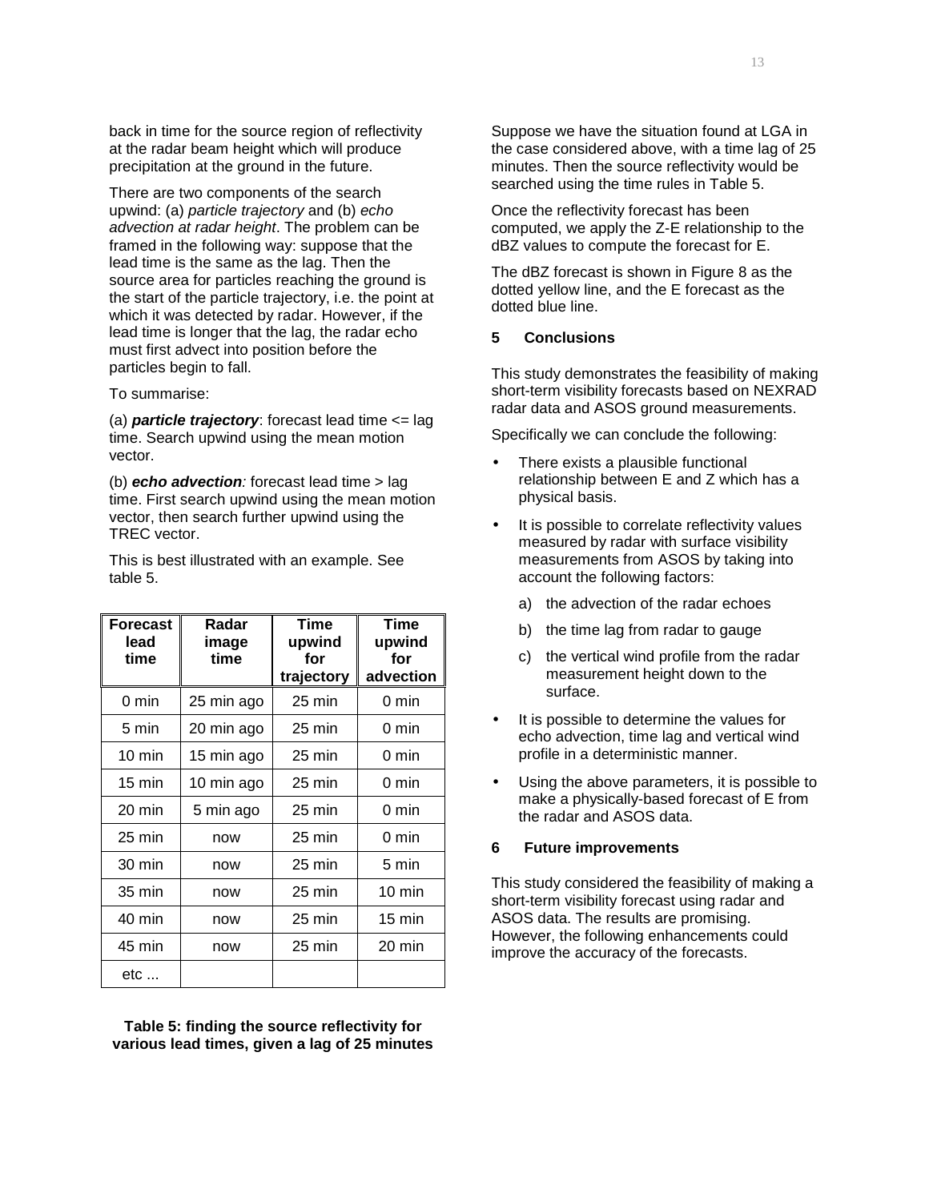back in time for the source region of reflectivity at the radar beam height which will produce precipitation at the ground in the future.

There are two components of the search upwind: (a) *particle trajectory* and (b) *echo advection at radar height*. The problem can be framed in the following way: suppose that the lead time is the same as the lag. Then the source area for particles reaching the ground is the start of the particle trajectory, i.e. the point at which it was detected by radar. However, if the lead time is longer that the lag, the radar echo must first advect into position before the particles begin to fall.

To summarise:

(a) ***particle trajectory***: forecast lead time <= lag time. Search upwind using the mean motion vector.

(b) ***echo advection****:* forecast lead time > lag time. First search upwind using the mean motion vector, then search further upwind using the TREC vector.

This is best illustrated with an example. See table 5.

| Forecast lead time | Radar image time | Time upwind for trajectory | Time upwind for advection |
|---|---|---|---|
| 0 min | 25 min ago | 25 min | 0 min |
| 5 min | 20 min ago | 25 min | 0 min |
| 10 min | 15 min ago | 25 min | 0 min |
| 15 min | 10 min ago | 25 min | 0 min |
| 20 min | 5 min ago | 25 min | 0 min |
| 25 min | now | 25 min | 0 min |
| 30 min | now | 25 min | 5 min |
| 35 min | now | 25 min | 10 min |
| 40 min | now | 25 min | 15 min |
| 45 min | now | 25 min | 20 min |
| etc ... | | | |

**Table 5: finding the source reflectivity for various lead times, given a lag of 25 minutes**

Suppose we have the situation found at LGA in the case considered above, with a time lag of 25 minutes. Then the source reflectivity would be searched using the time rules in Table 5.

Once the reflectivity forecast has been computed, we apply the Z-E relationship to the dBZ values to compute the forecast for E.

The dBZ forecast is shown in Figure 8 as the dotted yellow line, and the E forecast as the dotted blue line.

## 5 Conclusions

This study demonstrates the feasibility of making short-term visibility forecasts based on NEXRAD radar data and ASOS ground measurements.

Specifically we can conclude the following:

- There exists a plausible functional relationship between E and Z which has a physical basis.
- It is possible to correlate reflectivity values measured by radar with surface visibility measurements from ASOS by taking into account the following factors:
  a) the advection of the radar echoes
  b) the time lag from radar to gauge
  c) the vertical wind profile from the radar measurement height down to the surface.
- It is possible to determine the values for echo advection, time lag and vertical wind profile in a deterministic manner.
- Using the above parameters, it is possible to make a physically-based forecast of E from the radar and ASOS data.

## 6 Future improvements

This study considered the feasibility of making a short-term visibility forecast using radar and ASOS data. The results are promising. However, the following enhancements could improve the accuracy of the forecasts.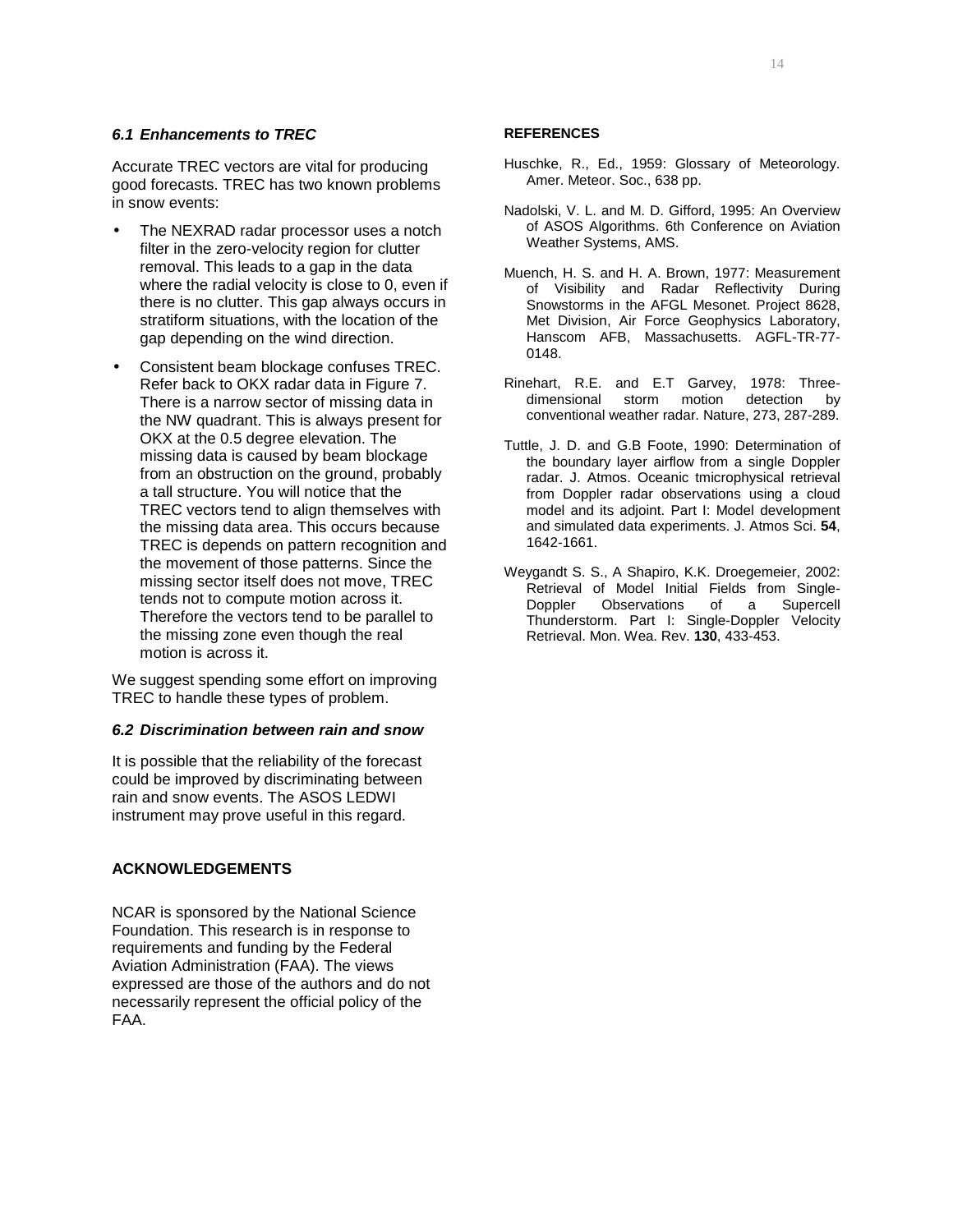### *6.1 Enhancements to TREC*

Accurate TREC vectors are vital for producing good forecasts. TREC has two known problems in snow events:

- The NEXRAD radar processor uses a notch filter in the zero-velocity region for clutter removal. This leads to a gap in the data where the radial velocity is close to 0, even if there is no clutter. This gap always occurs in stratiform situations, with the location of the gap depending on the wind direction.
- Consistent beam blockage confuses TREC. Refer back to OKX radar data in Figure 7. There is a narrow sector of missing data in the NW quadrant. This is always present for OKX at the 0.5 degree elevation. The missing data is caused by beam blockage from an obstruction on the ground, probably a tall structure. You will notice that the TREC vectors tend to align themselves with the missing data area. This occurs because TREC is depends on pattern recognition and the movement of those patterns. Since the missing sector itself does not move, TREC tends not to compute motion across it. Therefore the vectors tend to be parallel to the missing zone even though the real motion is across it.

We suggest spending some effort on improving TREC to handle these types of problem.

### *6.2 Discrimination between rain and snow*

It is possible that the reliability of the forecast could be improved by discriminating between rain and snow events. The ASOS LEDWI instrument may prove useful in this regard.

## ACKNOWLEDGEMENTS

NCAR is sponsored by the National Science Foundation. This research is in response to requirements and funding by the Federal Aviation Administration (FAA). The views expressed are those of the authors and do not necessarily represent the official policy of the FAA.

## REFERENCES

Huschke, R., Ed., 1959: Glossary of Meteorology. Amer. Meteor. Soc., 638 pp.

Nadolski, V. L. and M. D. Gifford, 1995: An Overview of ASOS Algorithms. 6th Conference on Aviation Weather Systems, AMS.

Muench, H. S. and H. A. Brown, 1977: Measurement of Visibility and Radar Reflectivity During Snowstorms in the AFGL Mesonet. Project 8628, Met Division, Air Force Geophysics Laboratory, Hanscom AFB, Massachusetts. AGFL-TR-77-0148.

Rinehart, R.E. and E.T Garvey, 1978: Three-dimensional storm motion detection by conventional weather radar. Nature, 273, 287-289.

Tuttle, J. D. and G.B Foote, 1990: Determination of the boundary layer airflow from a single Doppler radar. J. Atmos. Oceanic tmicrophysical retrieval from Doppler radar observations using a cloud model and its adjoint. Part I: Model development and simulated data experiments. J. Atmos Sci. **54**, 1642-1661.

Weygandt S. S., A Shapiro, K.K. Droegemeier, 2002: Retrieval of Model Initial Fields from Single-Doppler Observations of a Supercell Thunderstorm. Part I: Single-Doppler Velocity Retrieval. Mon. Wea. Rev. **130**, 433-453.